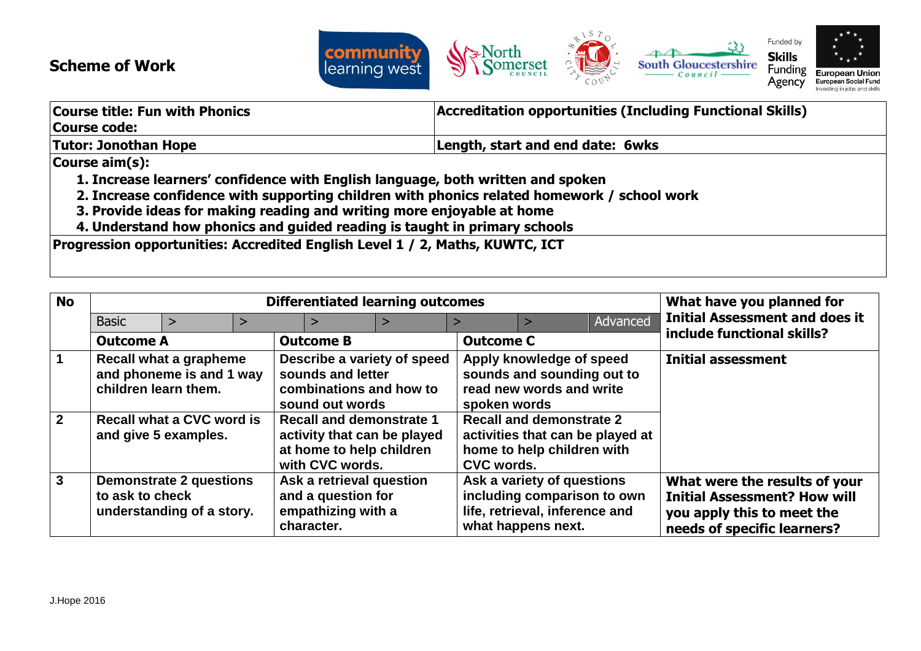# Scheme of Work

| **Course title: Fun with Phonics**<br>**Course code:** | **Accreditation opportunities (Including Functional Skills)** |
|---|---|
| **Tutor: Jonothan Hope** | **Length, start and end date: 6wks** |

**Course aim(s):**

1. **Increase learners' confidence with English language, both written and spoken**
2. **Increase confidence with supporting children with phonics related homework / school work**
3. **Provide ideas for making reading and writing more enjoyable at home**
4. **Understand how phonics and guided reading is taught in primary schools**

**Progression opportunities: Accredited English Level 1 / 2, Maths, KUWTC, ICT**

| **No** | **Differentiated learning outcomes** | | | **What have you planned for Initial Assessment and does it include functional skills?** |
|---|---|---|---|---|
| | Basic > > > > > > Advanced | | | |
| | **Outcome A** | **Outcome B** | **Outcome C** | |
| **1** | **Recall what a grapheme and phoneme is and 1 way children learn them.** | **Describe a variety of speed sounds and letter combinations and how to sound out words** | **Apply knowledge of speed sounds and sounding out to read new words and write spoken words** | **Initial assessment** |
| **2** | **Recall what a CVC word is and give 5 examples.** | **Recall and demonstrate 1 activity that can be played at home to help children with CVC words.** | **Recall and demonstrate 2 activities that can be played at home to help children with CVC words.** | |
| **3** | **Demonstrate 2 questions to ask to check understanding of a story.** | **Ask a retrieval question and a question for empathizing with a character.** | **Ask a variety of questions including comparison to own life, retrieval, inference and what happens next.** | **What were the results of your Initial Assessment? How will you apply this to meet the needs of specific learners?** |

J.Hope 2016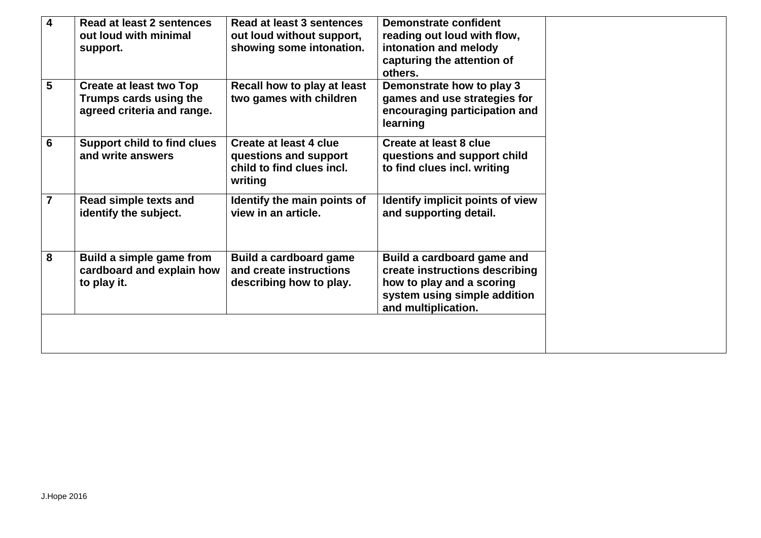| | | | | |
|---|---|---|---|---|
| **4** | **Read at least 2 sentences out loud with minimal support.** | **Read at least 3 sentences out loud without support, showing some intonation.** | **Demonstrate confident reading out loud with flow, intonation and melody capturing the attention of others.** | |
| **5** | **Create at least two Top Trumps cards using the agreed criteria and range.** | **Recall how to play at least two games with children** | **Demonstrate how to play 3 games and use strategies for encouraging participation and learning** | |
| **6** | **Support child to find clues and write answers** | **Create at least 4 clue questions and support child to find clues incl. writing** | **Create at least 8 clue questions and support child to find clues incl. writing** | |
| **7** | **Read simple texts and identify the subject.** | **Identify the main points of view in an article.** | **Identify implicit points of view and supporting detail.** | |
| **8** | **Build a simple game from cardboard and explain how to play it.** | **Build a cardboard game and create instructions describing how to play.** | **Build a cardboard game and create instructions describing how to play and a scoring system using simple addition and multiplication.** | |
| | | | | |

J.Hope 2016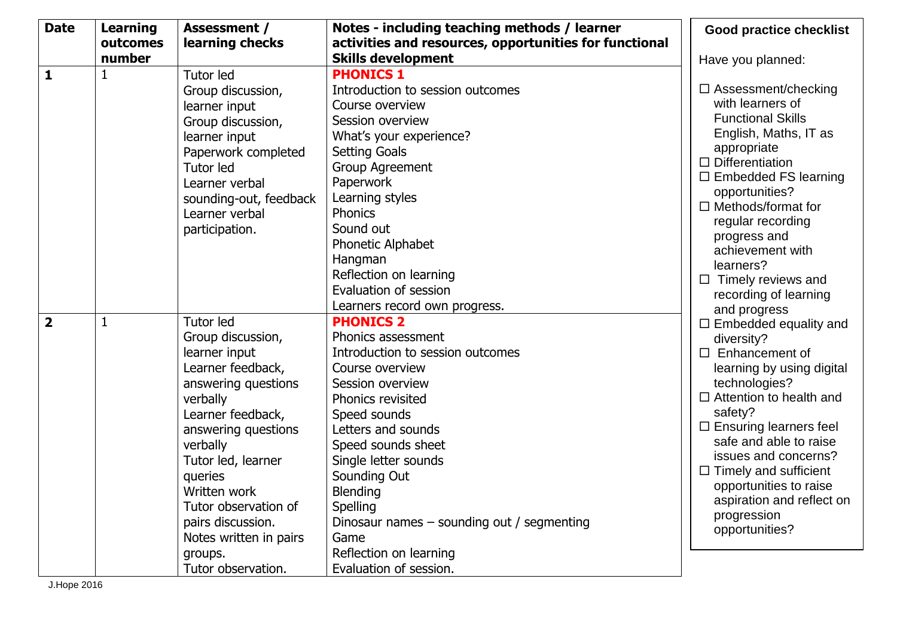| Date | Learning outcomes number | Assessment / learning checks | Notes - including teaching methods / learner activities and resources, opportunities for functional Skills development |
|---|---|---|---|
| **1** | 1 | Tutor led<br>Group discussion, learner input<br>Group discussion, learner input<br>Paperwork completed<br>Tutor led<br>Learner verbal sounding-out, feedback<br>Learner verbal participation. | **PHONICS 1**<br>Introduction to session outcomes<br>Course overview<br>Session overview<br>What's your experience?<br>Setting Goals<br>Group Agreement<br>Paperwork<br>Learning styles<br>Phonics<br>Sound out<br>Phonetic Alphabet<br>Hangman<br>Reflection on learning<br>Evaluation of session<br>Learners record own progress. |
| **2** | 1 | Tutor led<br>Group discussion, learner input<br>Learner feedback, answering questions verbally<br>Learner feedback, answering questions verbally<br>Tutor led, learner queries<br>Written work<br>Tutor observation of pairs discussion.<br>Notes written in pairs groups.<br>Tutor observation. | **PHONICS 2**<br>Phonics assessment<br>Introduction to session outcomes<br>Course overview<br>Session overview<br>Phonics revisited<br>Speed sounds<br>Letters and sounds<br>Speed sounds sheet<br>Single letter sounds<br>Sounding Out<br>Blending<br>Spelling<br>Dinosaur names – sounding out / segmenting<br>Game<br>Reflection on learning<br>Evaluation of session. |

**Good practice checklist**

Have you planned:

- ☐ Assessment/checking with learners of Functional Skills English, Maths, IT as appropriate
- ☐ Differentiation
- ☐ Embedded FS learning opportunities?
- ☐ Methods/format for regular recording progress and achievement with learners?
- ☐ Timely reviews and recording of learning and progress
- ☐ Embedded equality and diversity?
- ☐ Enhancement of learning by using digital technologies?
- ☐ Attention to health and safety?
- ☐ Ensuring learners feel safe and able to raise issues and concerns?
- ☐ Timely and sufficient opportunities to raise aspiration and reflect on progression opportunities?

J.Hope 2016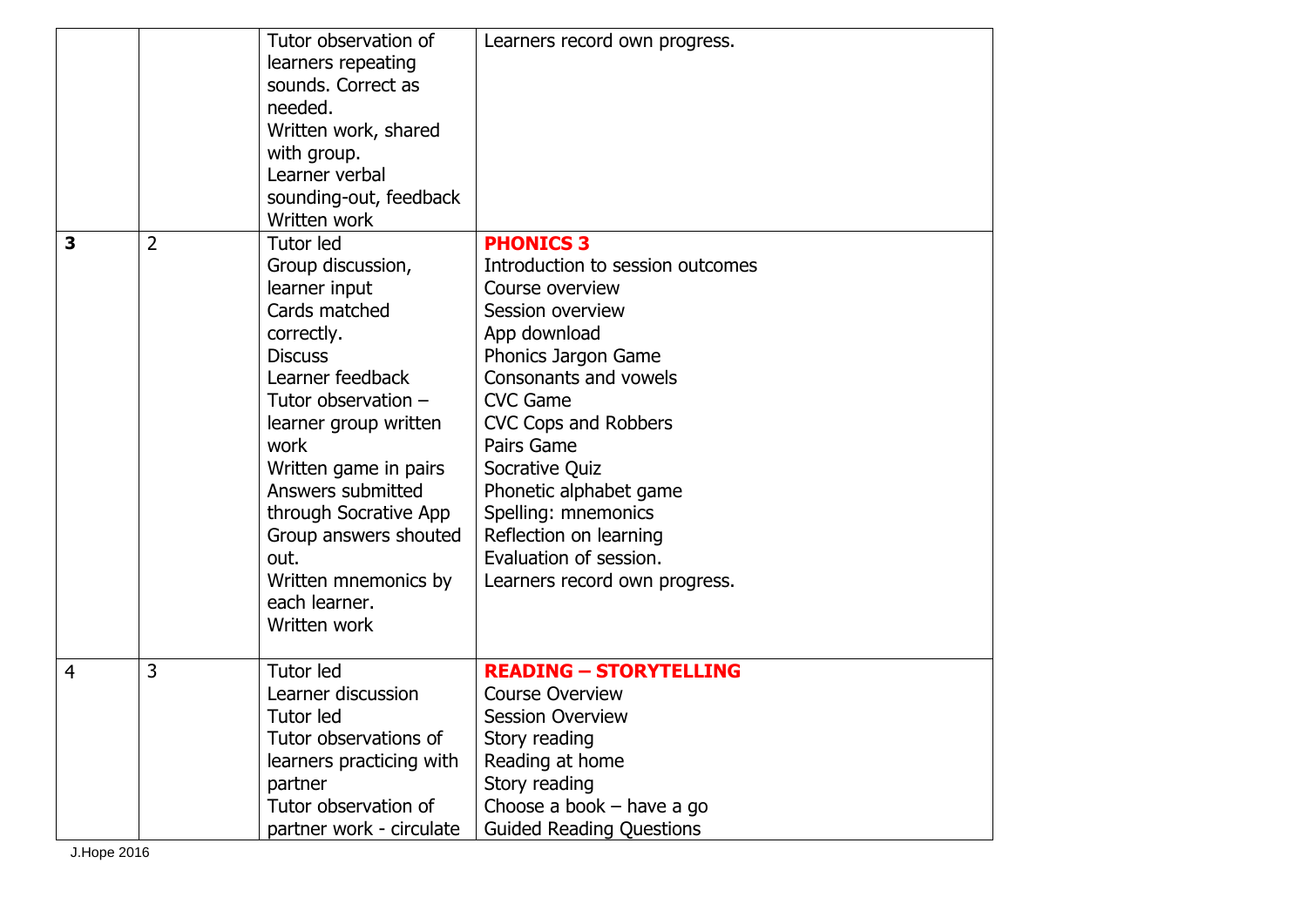| | | | |
|---|---|---|---|
| | | Tutor observation of learners repeating sounds. Correct as needed.<br>Written work, shared with group.<br>Learner verbal sounding-out, feedback<br>Written work | Learners record own progress. |
| **3** | 2 | Tutor led<br>Group discussion, learner input<br>Cards matched correctly.<br>Discuss<br>Learner feedback<br>Tutor observation – learner group written work<br>Written game in pairs<br>Answers submitted through Socrative App<br>Group answers shouted out.<br>Written mnemonics by each learner.<br>Written work | **PHONICS 3**<br>Introduction to session outcomes<br>Course overview<br>Session overview<br>App download<br>Phonics Jargon Game<br>Consonants and vowels<br>CVC Game<br>CVC Cops and Robbers<br>Pairs Game<br>Socrative Quiz<br>Phonetic alphabet game<br>Spelling: mnemonics<br>Reflection on learning<br>Evaluation of session.<br>Learners record own progress. |
| 4 | 3 | Tutor led<br>Learner discussion<br>Tutor led<br>Tutor observations of learners practicing with partner<br>Tutor observation of partner work - circulate | **READING – STORYTELLING**<br>Course Overview<br>Session Overview<br>Story reading<br>Reading at home<br>Story reading<br>Choose a book – have a go<br>Guided Reading Questions |

J.Hope 2016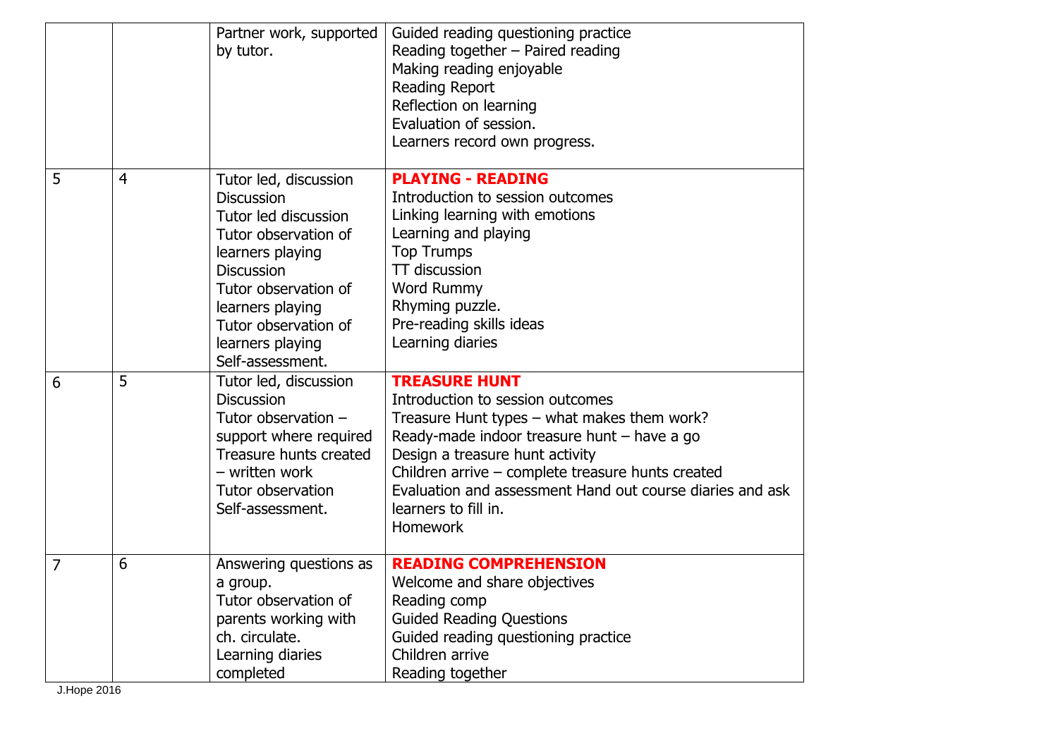| | | | |
|---|---|---|---|
| | | Partner work, supported by tutor. | Guided reading questioning practice<br>Reading together – Paired reading<br>Making reading enjoyable<br>Reading Report<br>Reflection on learning<br>Evaluation of session.<br>Learners record own progress. |
| 5 | 4 | Tutor led, discussion<br>Discussion<br>Tutor led discussion<br>Tutor observation of learners playing<br>Discussion<br>Tutor observation of learners playing<br>Tutor observation of learners playing<br>Self-assessment. | **PLAYING - READING**<br>Introduction to session outcomes<br>Linking learning with emotions<br>Learning and playing<br>Top Trumps<br>TT discussion<br>Word Rummy<br>Rhyming puzzle.<br>Pre-reading skills ideas<br>Learning diaries |
| 6 | 5 | Tutor led, discussion<br>Discussion<br>Tutor observation – support where required<br>Treasure hunts created – written work<br>Tutor observation<br>Self-assessment. | **TREASURE HUNT**<br>Introduction to session outcomes<br>Treasure Hunt types – what makes them work?<br>Ready-made indoor treasure hunt – have a go<br>Design a treasure hunt activity<br>Children arrive – complete treasure hunts created<br>Evaluation and assessment Hand out course diaries and ask learners to fill in.<br>Homework |
| 7 | 6 | Answering questions as a group.<br>Tutor observation of parents working with ch. circulate.<br>Learning diaries completed | **READING COMPREHENSION**<br>Welcome and share objectives<br>Reading comp<br>Guided Reading Questions<br>Guided reading questioning practice<br>Children arrive<br>Reading together |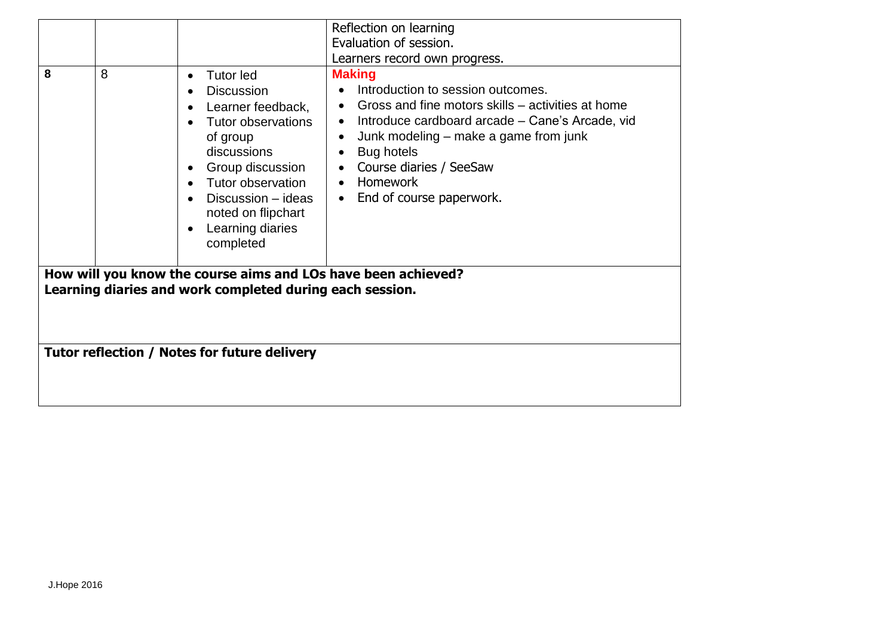| | | | |
|---|---|---|---|
| | | | Reflection on learning<br>Evaluation of session.<br>Learners record own progress. |
| **8** | 8 | • Tutor led<br>• Discussion<br>• Learner feedback,<br>• Tutor observations of group discussions<br>• Group discussion<br>• Tutor observation<br>• Discussion – ideas noted on flipchart<br>• Learning diaries completed | **Making**<br>• Introduction to session outcomes.<br>• Gross and fine motors skills – activities at home<br>• Introduce cardboard arcade – Cane's Arcade, vid<br>• Junk modeling – make a game from junk<br>• Bug hotels<br>• Course diaries / SeeSaw<br>• Homework<br>• End of course paperwork. |

**How will you know the course aims and LOs have been achieved?**
**Learning diaries and work completed during each session.**

**Tutor reflection / Notes for future delivery**

J.Hope 2016